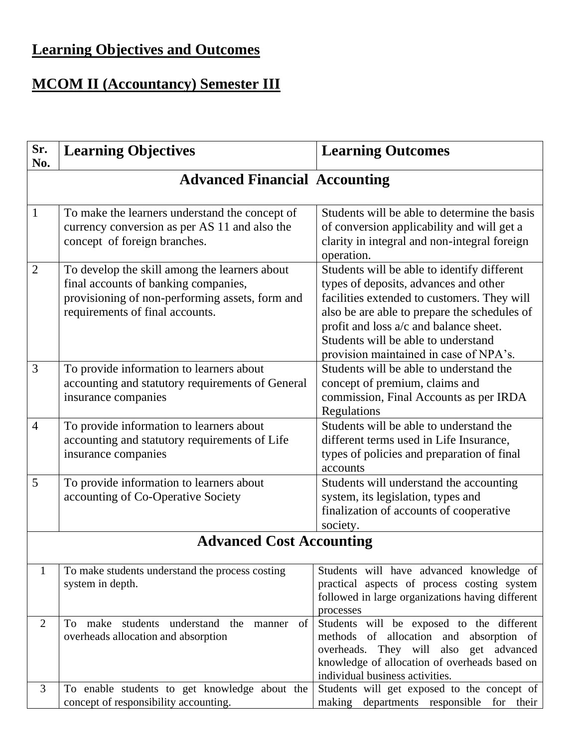## Learning Objectives and Outcomes

## MCOM II (Accountancy) Semester III

| Sr. No. | Learning Objectives | Learning Outcomes |
|---|---|---|
| **Advanced Financial Accounting** | | |
| 1 | To make the learners understand the concept of currency conversion as per AS 11 and also the concept of foreign branches. | Students will be able to determine the basis of conversion applicability and will get a clarity in integral and non-integral foreign operation. |
| 2 | To develop the skill among the learners about final accounts of banking companies, provisioning of non-performing assets, form and requirements of final accounts. | Students will be able to identify different types of deposits, advances and other facilities extended to customers. They will also be are able to prepare the schedules of profit and loss a/c and balance sheet. Students will be able to understand provision maintained in case of NPA's. |
| 3 | To provide information to learners about accounting and statutory requirements of General insurance companies | Students will be able to understand the concept of premium, claims and commission, Final Accounts as per IRDA Regulations |
| 4 | To provide information to learners about accounting and statutory requirements of Life insurance companies | Students will be able to understand the different terms used in Life Insurance, types of policies and preparation of final accounts |
| 5 | To provide information to learners about accounting of Co-Operative Society | Students will understand the accounting system, its legislation, types and finalization of accounts of cooperative society. |
| **Advanced Cost Accounting** | | |
| 1 | To make students understand the process costing system in depth. | Students will have advanced knowledge of practical aspects of process costing system followed in large organizations having different processes |
| 2 | To make students understand the manner of overheads allocation and absorption | Students will be exposed to the different methods of allocation and absorption of overheads. They will also get advanced knowledge of allocation of overheads based on individual business activities. |
| 3 | To enable students to get knowledge about the concept of responsibility accounting. | Students will get exposed to the concept of making departments responsible for their |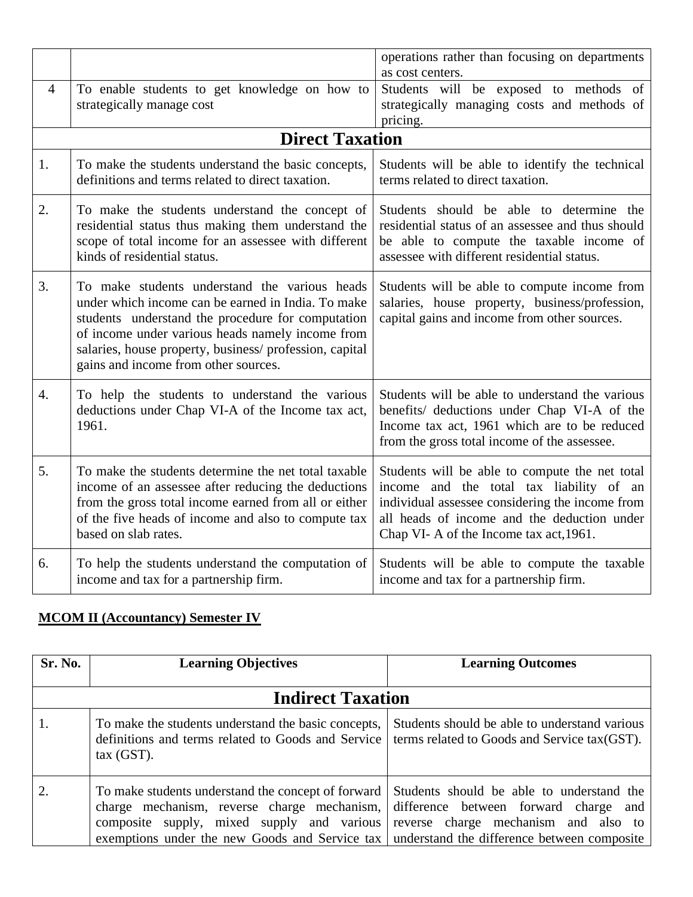| | | |
|---|---|---|
| | | operations rather than focusing on departments as cost centers. |
| 4 | To enable students to get knowledge on how to strategically manage cost | Students will be exposed to methods of strategically managing costs and methods of pricing. |
| **Direct Taxation** | | |
| 1. | To make the students understand the basic concepts, definitions and terms related to direct taxation. | Students will be able to identify the technical terms related to direct taxation. |
| 2. | To make the students understand the concept of residential status thus making them understand the scope of total income for an assessee with different kinds of residential status. | Students should be able to determine the residential status of an assessee and thus should be able to compute the taxable income of assessee with different residential status. |
| 3. | To make students understand the various heads under which income can be earned in India. To make students understand the procedure for computation of income under various heads namely income from salaries, house property, business/ profession, capital gains and income from other sources. | Students will be able to compute income from salaries, house property, business/profession, capital gains and income from other sources. |
| 4. | To help the students to understand the various deductions under Chap VI-A of the Income tax act, 1961. | Students will be able to understand the various benefits/ deductions under Chap VI-A of the Income tax act, 1961 which are to be reduced from the gross total income of the assessee. |
| 5. | To make the students determine the net total taxable income of an assessee after reducing the deductions from the gross total income earned from all or either of the five heads of income and also to compute tax based on slab rates. | Students will be able to compute the net total income and the total tax liability of an individual assessee considering the income from all heads of income and the deduction under Chap VI- A of the Income tax act,1961. |
| 6. | To help the students understand the computation of income and tax for a partnership firm. | Students will be able to compute the taxable income and tax for a partnership firm. |

**MCOM II (Accountancy) Semester IV**

| Sr. No. | Learning Objectives | Learning Outcomes |
|---|---|---|
| **Indirect Taxation** | | |
| 1. | To make the students understand the basic concepts, definitions and terms related to Goods and Service tax (GST). | Students should be able to understand various terms related to Goods and Service tax(GST). |
| 2. | To make students understand the concept of forward charge mechanism, reverse charge mechanism, composite supply, mixed supply and various exemptions under the new Goods and Service tax | Students should be able to understand the difference between forward charge and reverse charge mechanism and also to understand the difference between composite |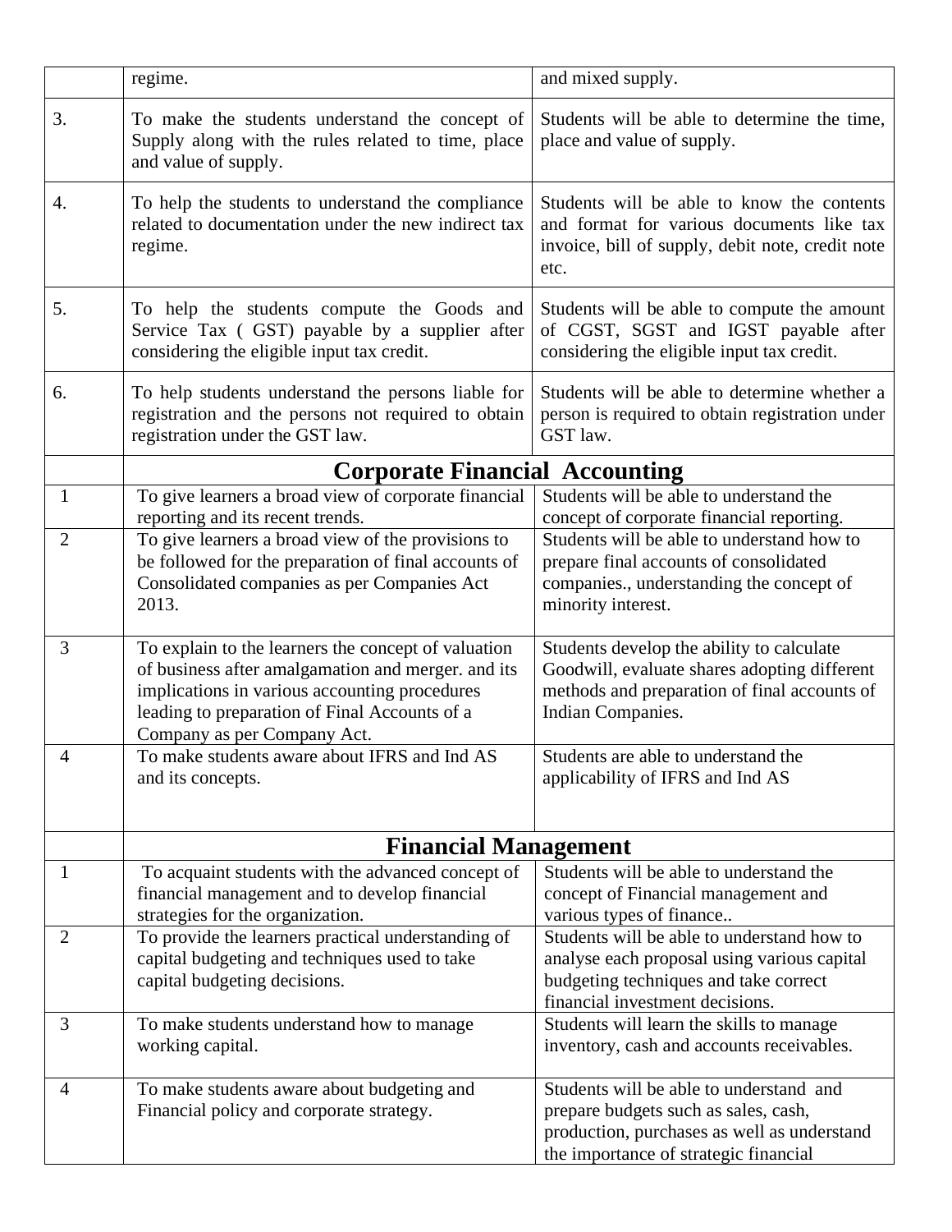| | | |
|---|---|---|
| | regime. | and mixed supply. |
| 3. | To make the students understand the concept of Supply along with the rules related to time, place and value of supply. | Students will be able to determine the time, place and value of supply. |
| 4. | To help the students to understand the compliance related to documentation under the new indirect tax regime. | Students will be able to know the contents and format for various documents like tax invoice, bill of supply, debit note, credit note etc. |
| 5. | To help the students compute the Goods and Service Tax ( GST) payable by a supplier after considering the eligible input tax credit. | Students will be able to compute the amount of CGST, SGST and IGST payable after considering the eligible input tax credit. |
| 6. | To help students understand the persons liable for registration and the persons not required to obtain registration under the GST law. | Students will be able to determine whether a person is required to obtain registration under GST law. |
| | **Corporate Financial Accounting** | |
| 1 | To give learners a broad view of corporate financial reporting and its recent trends. | Students will be able to understand the concept of corporate financial reporting. |
| 2 | To give learners a broad view of the provisions to be followed for the preparation of final accounts of Consolidated companies as per Companies Act 2013. | Students will be able to understand how to prepare final accounts of consolidated companies., understanding the concept of minority interest. |
| 3 | To explain to the learners the concept of valuation of business after amalgamation and merger. and its implications in various accounting procedures leading to preparation of Final Accounts of a Company as per Company Act. | Students develop the ability to calculate Goodwill, evaluate shares adopting different methods and preparation of final accounts of Indian Companies. |
| 4 | To make students aware about IFRS and Ind AS and its concepts. | Students are able to understand the applicability of IFRS and Ind AS |
| | **Financial Management** | |
| 1 | To acquaint students with the advanced concept of financial management and to develop financial strategies for the organization. | Students will be able to understand the concept of Financial management and various types of finance.. |
| 2 | To provide the learners practical understanding of capital budgeting and techniques used to take capital budgeting decisions. | Students will be able to understand how to analyse each proposal using various capital budgeting techniques and take correct financial investment decisions. |
| 3 | To make students understand how to manage working capital. | Students will learn the skills to manage inventory, cash and accounts receivables. |
| 4 | To make students aware about budgeting and Financial policy and corporate strategy. | Students will be able to understand and prepare budgets such as sales, cash, production, purchases as well as understand the importance of strategic financial |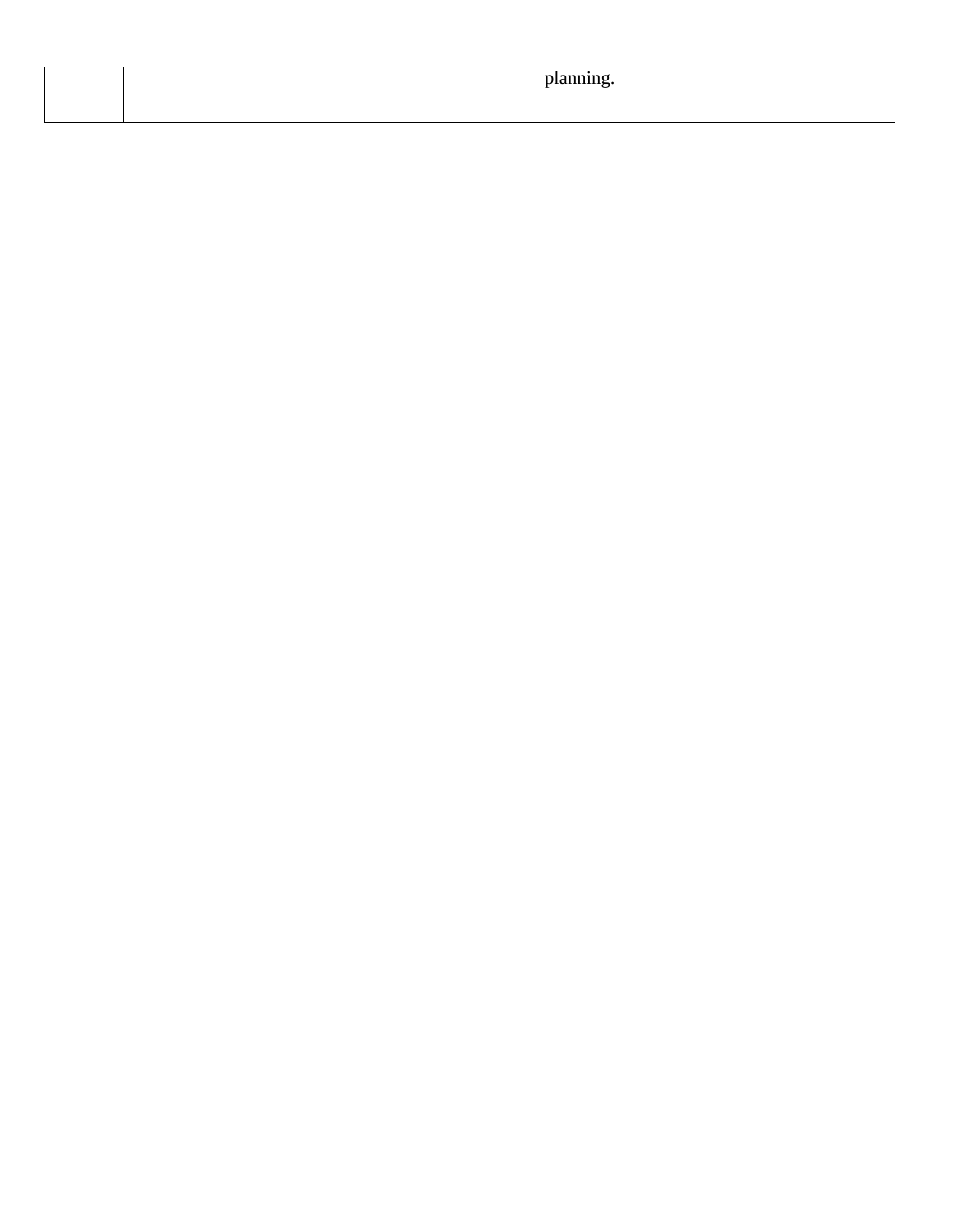| | | |
|---|---|---|
| | | planning. |